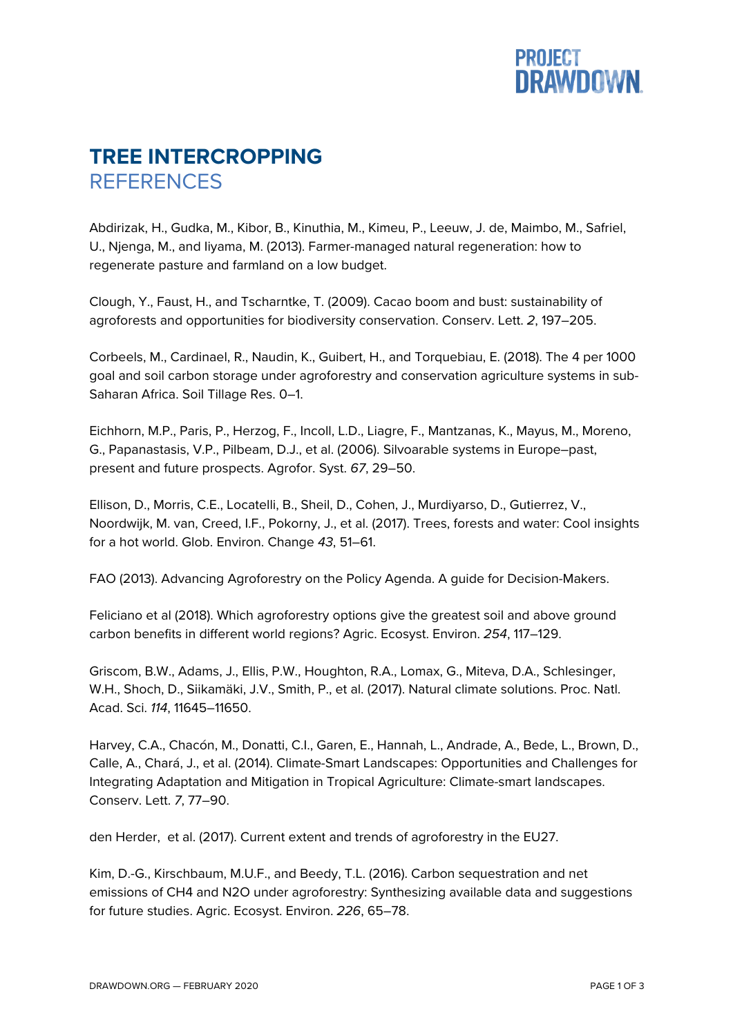# TREE INTERCROPPING

## REFERENCES

Abdirizak, H., Gudka, M., Kibor, B., Kinuthia, M., Kimeu, P., Leeuw, J. de, Maimbo, M., Safriel, U., Njenga, M., and Iiyama, M. (2013). Farmer-managed natural regeneration: how to regenerate pasture and farmland on a low budget.

Clough, Y., Faust, H., and Tscharntke, T. (2009). Cacao boom and bust: sustainability of agroforests and opportunities for biodiversity conservation. Conserv. Lett. *2*, 197–205.

Corbeels, M., Cardinael, R., Naudin, K., Guibert, H., and Torquebiau, E. (2018). The 4 per 1000 goal and soil carbon storage under agroforestry and conservation agriculture systems in sub-Saharan Africa. Soil Tillage Res. 0–1.

Eichhorn, M.P., Paris, P., Herzog, F., Incoll, L.D., Liagre, F., Mantzanas, K., Mayus, M., Moreno, G., Papanastasis, V.P., Pilbeam, D.J., et al. (2006). Silvoarable systems in Europe–past, present and future prospects. Agrofor. Syst. *67*, 29–50.

Ellison, D., Morris, C.E., Locatelli, B., Sheil, D., Cohen, J., Murdiyarso, D., Gutierrez, V., Noordwijk, M. van, Creed, I.F., Pokorny, J., et al. (2017). Trees, forests and water: Cool insights for a hot world. Glob. Environ. Change *43*, 51–61.

FAO (2013). Advancing Agroforestry on the Policy Agenda. A guide for Decision-Makers.

Feliciano et al (2018). Which agroforestry options give the greatest soil and above ground carbon benefits in different world regions? Agric. Ecosyst. Environ. *254*, 117–129.

Griscom, B.W., Adams, J., Ellis, P.W., Houghton, R.A., Lomax, G., Miteva, D.A., Schlesinger, W.H., Shoch, D., Siikamäki, J.V., Smith, P., et al. (2017). Natural climate solutions. Proc. Natl. Acad. Sci. *114*, 11645–11650.

Harvey, C.A., Chacón, M., Donatti, C.I., Garen, E., Hannah, L., Andrade, A., Bede, L., Brown, D., Calle, A., Chará, J., et al. (2014). Climate-Smart Landscapes: Opportunities and Challenges for Integrating Adaptation and Mitigation in Tropical Agriculture: Climate-smart landscapes. Conserv. Lett. *7*, 77–90.

den Herder, et al. (2017). Current extent and trends of agroforestry in the EU27.

Kim, D.-G., Kirschbaum, M.U.F., and Beedy, T.L. (2016). Carbon sequestration and net emissions of $CH_4$ and $N_2O$ under agroforestry: Synthesizing available data and suggestions for future studies. Agric. Ecosyst. Environ. *226*, 65–78.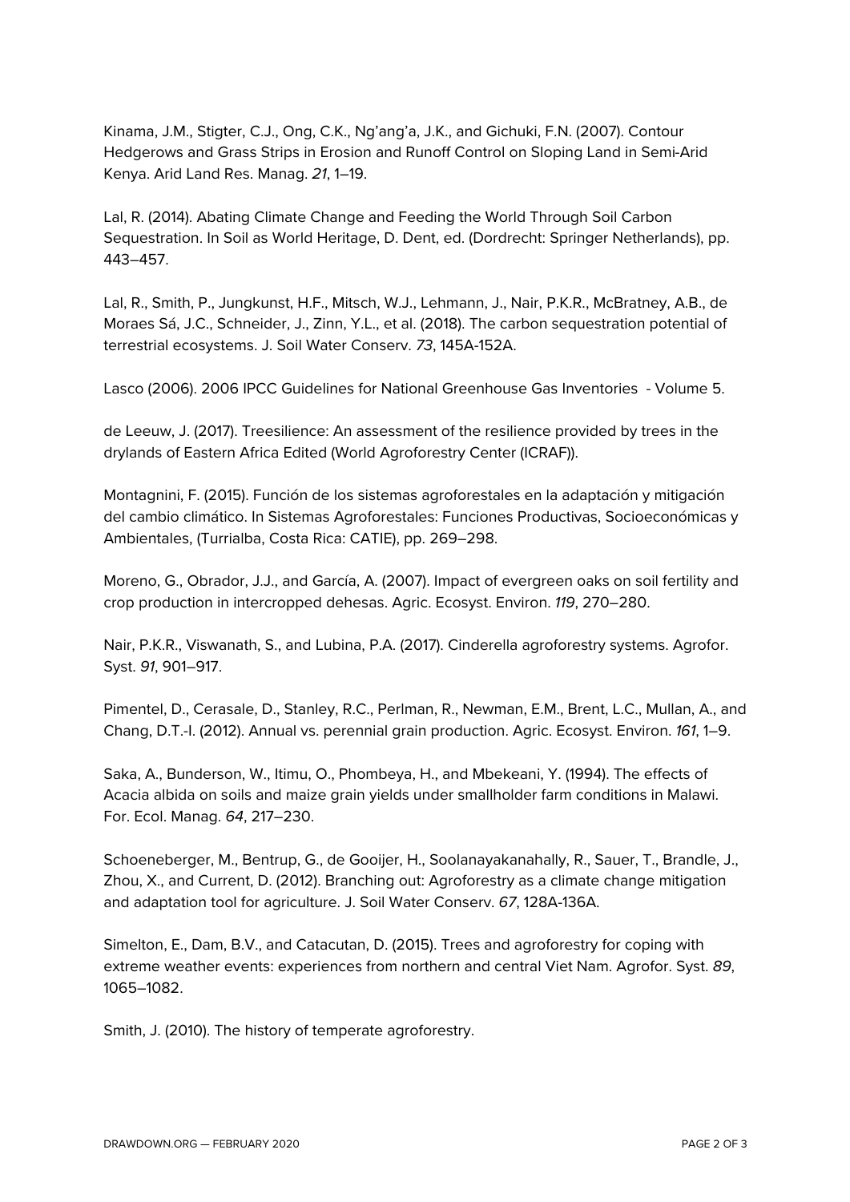Kinama, J.M., Stigter, C.J., Ong, C.K., Ng'ang'a, J.K., and Gichuki, F.N. (2007). Contour Hedgerows and Grass Strips in Erosion and Runoff Control on Sloping Land in Semi-Arid Kenya. Arid Land Res. Manag. *21*, 1–19.

Lal, R. (2014). Abating Climate Change and Feeding the World Through Soil Carbon Sequestration. In Soil as World Heritage, D. Dent, ed. (Dordrecht: Springer Netherlands), pp. 443–457.

Lal, R., Smith, P., Jungkunst, H.F., Mitsch, W.J., Lehmann, J., Nair, P.K.R., McBratney, A.B., de Moraes Sá, J.C., Schneider, J., Zinn, Y.L., et al. (2018). The carbon sequestration potential of terrestrial ecosystems. J. Soil Water Conserv. *73*, 145A-152A.

Lasco (2006). 2006 IPCC Guidelines for National Greenhouse Gas Inventories - Volume 5.

de Leeuw, J. (2017). Treesilience: An assessment of the resilience provided by trees in the drylands of Eastern Africa Edited (World Agroforestry Center (ICRAF)).

Montagnini, F. (2015). Función de los sistemas agroforestales en la adaptación y mitigación del cambio climático. In Sistemas Agroforestales: Funciones Productivas, Socioeconómicas y Ambientales, (Turrialba, Costa Rica: CATIE), pp. 269–298.

Moreno, G., Obrador, J.J., and García, A. (2007). Impact of evergreen oaks on soil fertility and crop production in intercropped dehesas. Agric. Ecosyst. Environ. *119*, 270–280.

Nair, P.K.R., Viswanath, S., and Lubina, P.A. (2017). Cinderella agroforestry systems. Agrofor. Syst. *91*, 901–917.

Pimentel, D., Cerasale, D., Stanley, R.C., Perlman, R., Newman, E.M., Brent, L.C., Mullan, A., and Chang, D.T.-I. (2012). Annual vs. perennial grain production. Agric. Ecosyst. Environ. *161*, 1–9.

Saka, A., Bunderson, W., Itimu, O., Phombeya, H., and Mbekeani, Y. (1994). The effects of Acacia albida on soils and maize grain yields under smallholder farm conditions in Malawi. For. Ecol. Manag. *64*, 217–230.

Schoeneberger, M., Bentrup, G., de Gooijer, H., Soolanayakanahally, R., Sauer, T., Brandle, J., Zhou, X., and Current, D. (2012). Branching out: Agroforestry as a climate change mitigation and adaptation tool for agriculture. J. Soil Water Conserv. *67*, 128A-136A.

Simelton, E., Dam, B.V., and Catacutan, D. (2015). Trees and agroforestry for coping with extreme weather events: experiences from northern and central Viet Nam. Agrofor. Syst. *89*, 1065–1082.

Smith, J. (2010). The history of temperate agroforestry.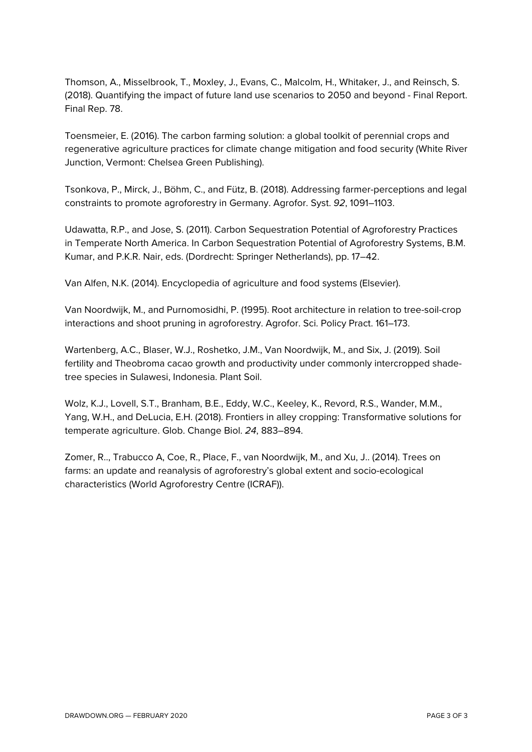Thomson, A., Misselbrook, T., Moxley, J., Evans, C., Malcolm, H., Whitaker, J., and Reinsch, S. (2018). Quantifying the impact of future land use scenarios to 2050 and beyond - Final Report. Final Rep. 78.

Toensmeier, E. (2016). The carbon farming solution: a global toolkit of perennial crops and regenerative agriculture practices for climate change mitigation and food security (White River Junction, Vermont: Chelsea Green Publishing).

Tsonkova, P., Mirck, J., Böhm, C., and Fütz, B. (2018). Addressing farmer-perceptions and legal constraints to promote agroforestry in Germany. Agrofor. Syst. *92*, 1091–1103.

Udawatta, R.P., and Jose, S. (2011). Carbon Sequestration Potential of Agroforestry Practices in Temperate North America. In Carbon Sequestration Potential of Agroforestry Systems, B.M. Kumar, and P.K.R. Nair, eds. (Dordrecht: Springer Netherlands), pp. 17–42.

Van Alfen, N.K. (2014). Encyclopedia of agriculture and food systems (Elsevier).

Van Noordwijk, M., and Purnomosidhi, P. (1995). Root architecture in relation to tree-soil-crop interactions and shoot pruning in agroforestry. Agrofor. Sci. Policy Pract. 161–173.

Wartenberg, A.C., Blaser, W.J., Roshetko, J.M., Van Noordwijk, M., and Six, J. (2019). Soil fertility and Theobroma cacao growth and productivity under commonly intercropped shade-tree species in Sulawesi, Indonesia. Plant Soil.

Wolz, K.J., Lovell, S.T., Branham, B.E., Eddy, W.C., Keeley, K., Revord, R.S., Wander, M.M., Yang, W.H., and DeLucia, E.H. (2018). Frontiers in alley cropping: Transformative solutions for temperate agriculture. Glob. Change Biol. *24*, 883–894.

Zomer, R.., Trabucco A, Coe, R., Place, F., van Noordwijk, M., and Xu, J.. (2014). Trees on farms: an update and reanalysis of agroforestry's global extent and socio-ecological characteristics (World Agroforestry Centre (ICRAF)).